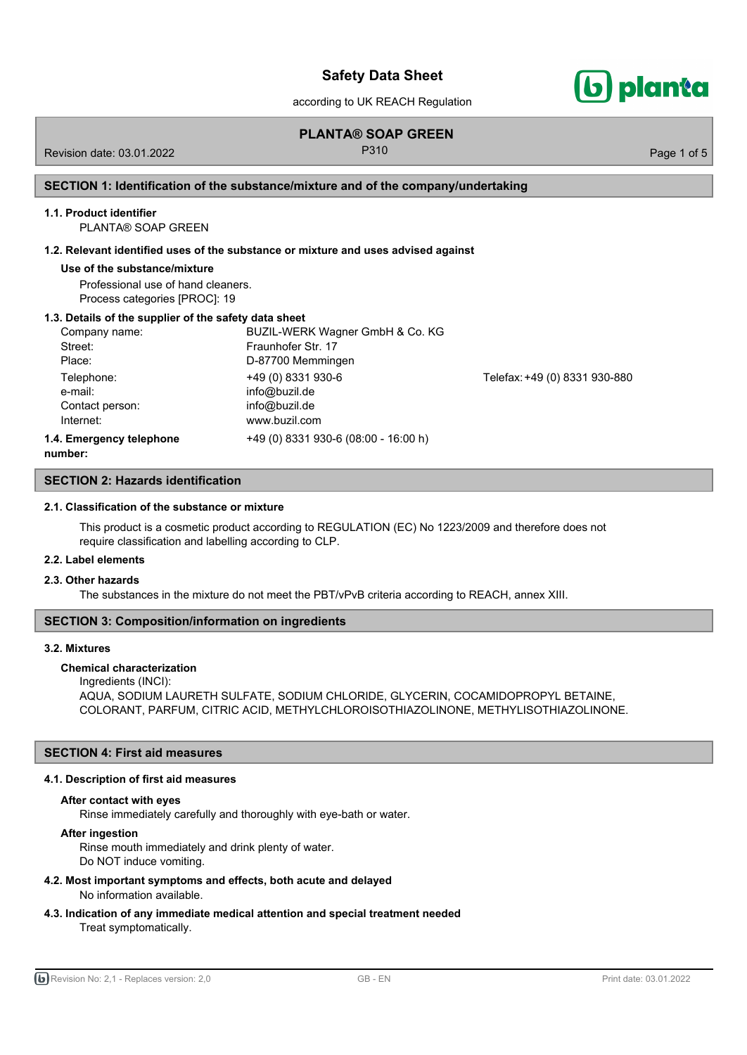# Safety Data Sheet

according to UK REACH Regulation

## PLANTA® SOAP GREEN

P310

Revision date: 03.01.2022

## SECTION 1: Identification of the substance/mixture and of the company/undertaking

### 1.1. Product identifier

PLANTA® SOAP GREEN

### 1.2. Relevant identified uses of the substance or mixture and uses advised against

**Use of the substance/mixture**

Professional use of hand cleaners.
Process categories [PROC]: 19

### 1.3. Details of the supplier of the safety data sheet

| | | |
|---|---|---|
| Company name: | BUZIL-WERK Wagner GmbH & Co. KG | |
| Street: | Fraunhofer Str. 17 | |
| Place: | D-87700 Memmingen | |
| Telephone: | +49 (0) 8331 930-6 | Telefax: +49 (0) 8331 930-880 |
| e-mail: | info@buzil.de | |
| Contact person: | info@buzil.de | |
| Internet: | www.buzil.com | |

### 1.4. Emergency telephone number:

+49 (0) 8331 930-6 (08:00 - 16:00 h)

## SECTION 2: Hazards identification

### 2.1. Classification of the substance or mixture

This product is a cosmetic product according to REGULATION (EC) No 1223/2009 and therefore does not require classification and labelling according to CLP.

### 2.2. Label elements

### 2.3. Other hazards

The substances in the mixture do not meet the PBT/vPvB criteria according to REACH, annex XIII.

## SECTION 3: Composition/information on ingredients

### 3.2. Mixtures

**Chemical characterization**

Ingredients (INCI):
AQUA, SODIUM LAURETH SULFATE, SODIUM CHLORIDE, GLYCERIN, COCAMIDOPROPYL BETAINE, COLORANT, PARFUM, CITRIC ACID, METHYLCHLOROISOTHIAZOLINONE, METHYLISOTHIAZOLINONE.

## SECTION 4: First aid measures

### 4.1. Description of first aid measures

**After contact with eyes**

Rinse immediately carefully and thoroughly with eye-bath or water.

**After ingestion**

Rinse mouth immediately and drink plenty of water.
Do NOT induce vomiting.

### 4.2. Most important symptoms and effects, both acute and delayed

No information available.

### 4.3. Indication of any immediate medical attention and special treatment needed

Treat symptomatically.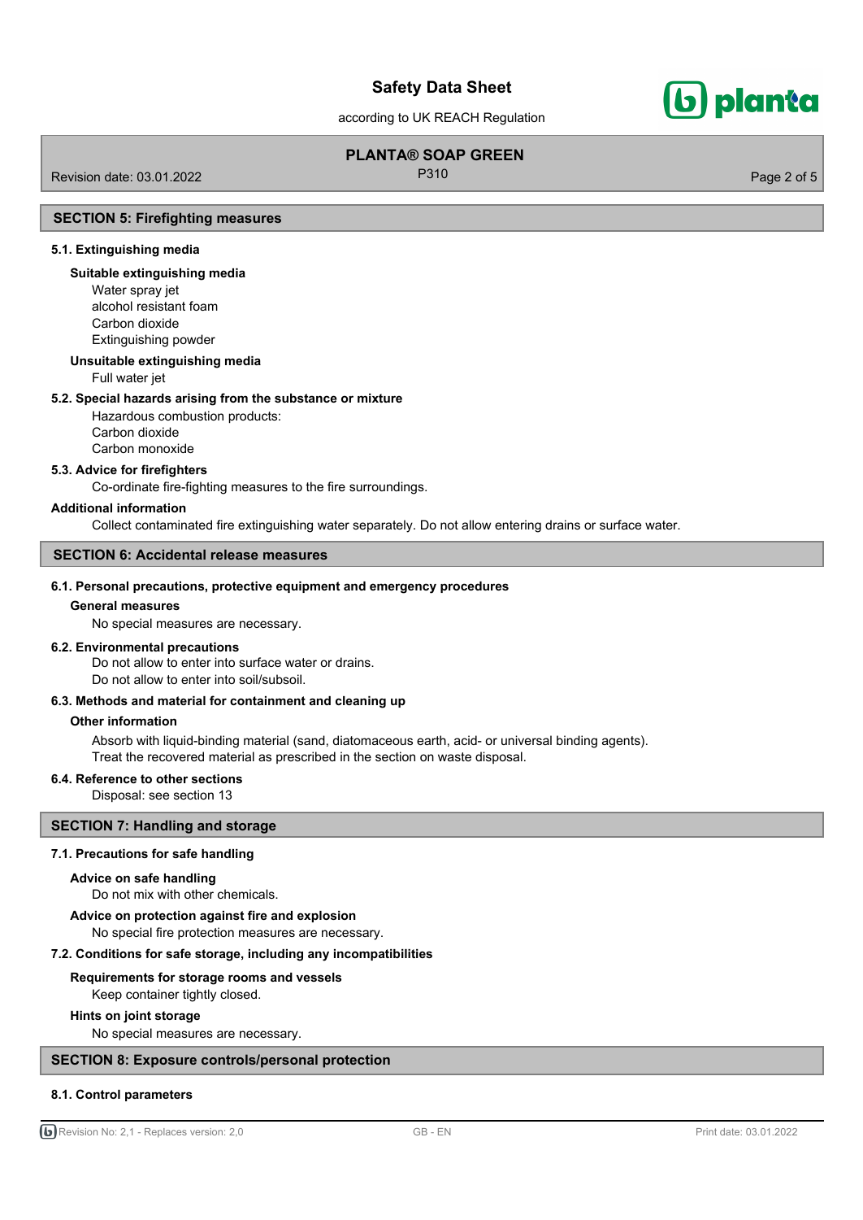## SECTION 5: Firefighting measures

### 5.1. Extinguishing media

**Suitable extinguishing media**

Water spray jet
alcohol resistant foam
Carbon dioxide
Extinguishing powder

**Unsuitable extinguishing media**

Full water jet

### 5.2. Special hazards arising from the substance or mixture

Hazardous combustion products:
Carbon dioxide
Carbon monoxide

### 5.3. Advice for firefighters

Co-ordinate fire-fighting measures to the fire surroundings.

**Additional information**

Collect contaminated fire extinguishing water separately. Do not allow entering drains or surface water.

## SECTION 6: Accidental release measures

### 6.1. Personal precautions, protective equipment and emergency procedures

**General measures**

No special measures are necessary.

### 6.2. Environmental precautions

Do not allow to enter into surface water or drains.
Do not allow to enter into soil/subsoil.

### 6.3. Methods and material for containment and cleaning up

**Other information**

Absorb with liquid-binding material (sand, diatomaceous earth, acid- or universal binding agents).
Treat the recovered material as prescribed in the section on waste disposal.

### 6.4. Reference to other sections

Disposal: see section 13

## SECTION 7: Handling and storage

### 7.1. Precautions for safe handling

**Advice on safe handling**

Do not mix with other chemicals.

**Advice on protection against fire and explosion**

No special fire protection measures are necessary.

### 7.2. Conditions for safe storage, including any incompatibilities

**Requirements for storage rooms and vessels**

Keep container tightly closed.

**Hints on joint storage**

No special measures are necessary.

## SECTION 8: Exposure controls/personal protection

### 8.1. Control parameters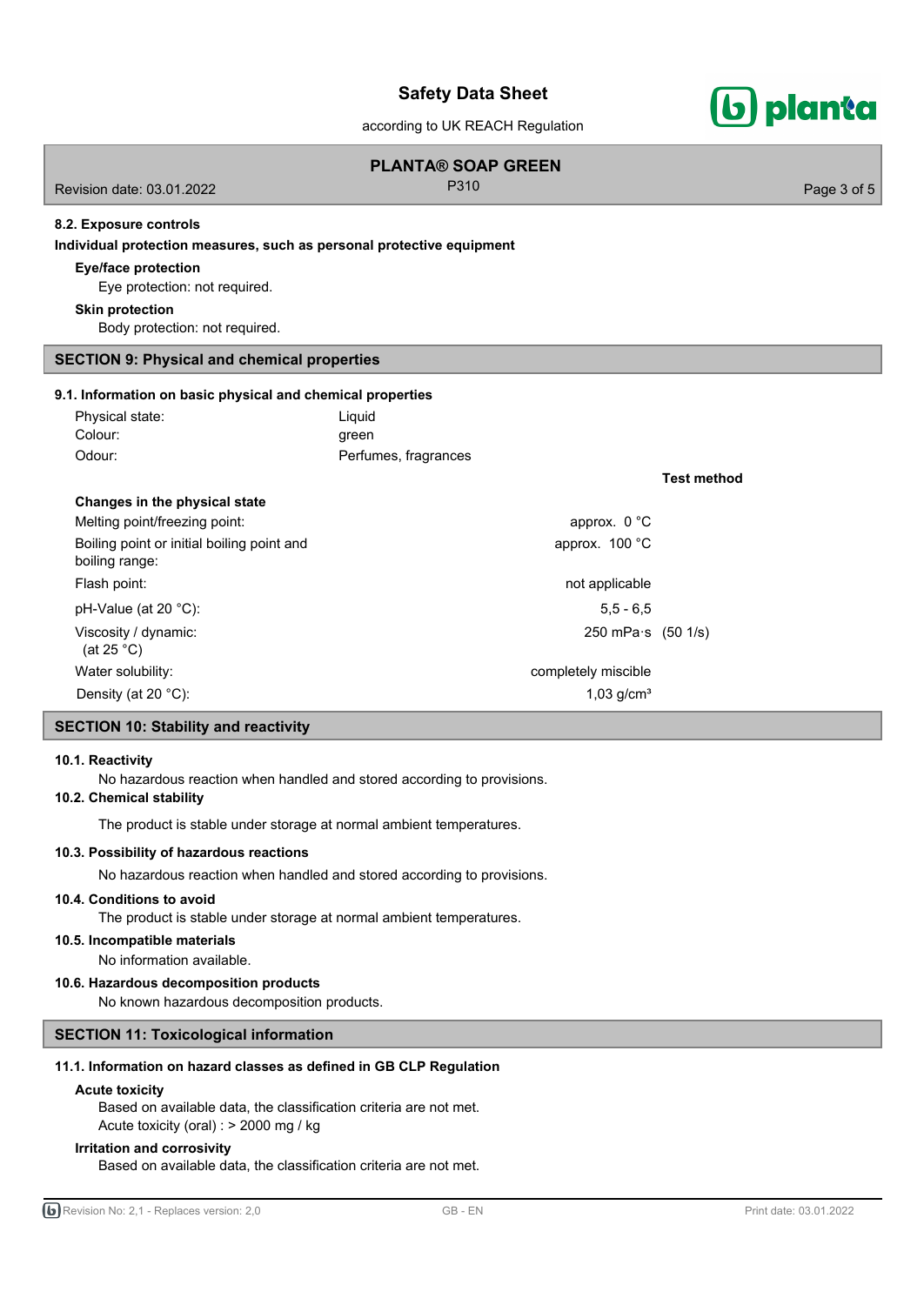#### 8.2. Exposure controls

**Individual protection measures, such as personal protective equipment**

**Eye/face protection**

Eye protection: not required.

**Skin protection**

Body protection: not required.

## SECTION 9: Physical and chemical properties

### 9.1. Information on basic physical and chemical properties

| | | |
|---|---|---|
| Physical state: | Liquid | |
| Colour: | green | |
| Odour: | Perfumes, fragrances | |
| | | **Test method** |
| **Changes in the physical state** | | |
| Melting point/freezing point: | approx. 0 °C | |
| Boiling point or initial boiling point and boiling range: | approx. 100 °C | |
| Flash point: | not applicable | |
| pH-Value (at 20 °C): | 5,5 - 6,5 | |
| Viscosity / dynamic: (at 25 °C) | 250 mPa·s | (50 1/s) |
| Water solubility: | completely miscible | |
| Density (at 20 °C): | 1,03 g/cm³ | |

## SECTION 10: Stability and reactivity

#### 10.1. Reactivity

No hazardous reaction when handled and stored according to provisions.

#### 10.2. Chemical stability

The product is stable under storage at normal ambient temperatures.

#### 10.3. Possibility of hazardous reactions

No hazardous reaction when handled and stored according to provisions.

#### 10.4. Conditions to avoid

The product is stable under storage at normal ambient temperatures.

#### 10.5. Incompatible materials

No information available.

#### 10.6. Hazardous decomposition products

No known hazardous decomposition products.

## SECTION 11: Toxicological information

### 11.1. Information on hazard classes as defined in GB CLP Regulation

**Acute toxicity**

Based on available data, the classification criteria are not met.
Acute toxicity (oral) : > 2000 mg / kg

**Irritation and corrosivity**

Based on available data, the classification criteria are not met.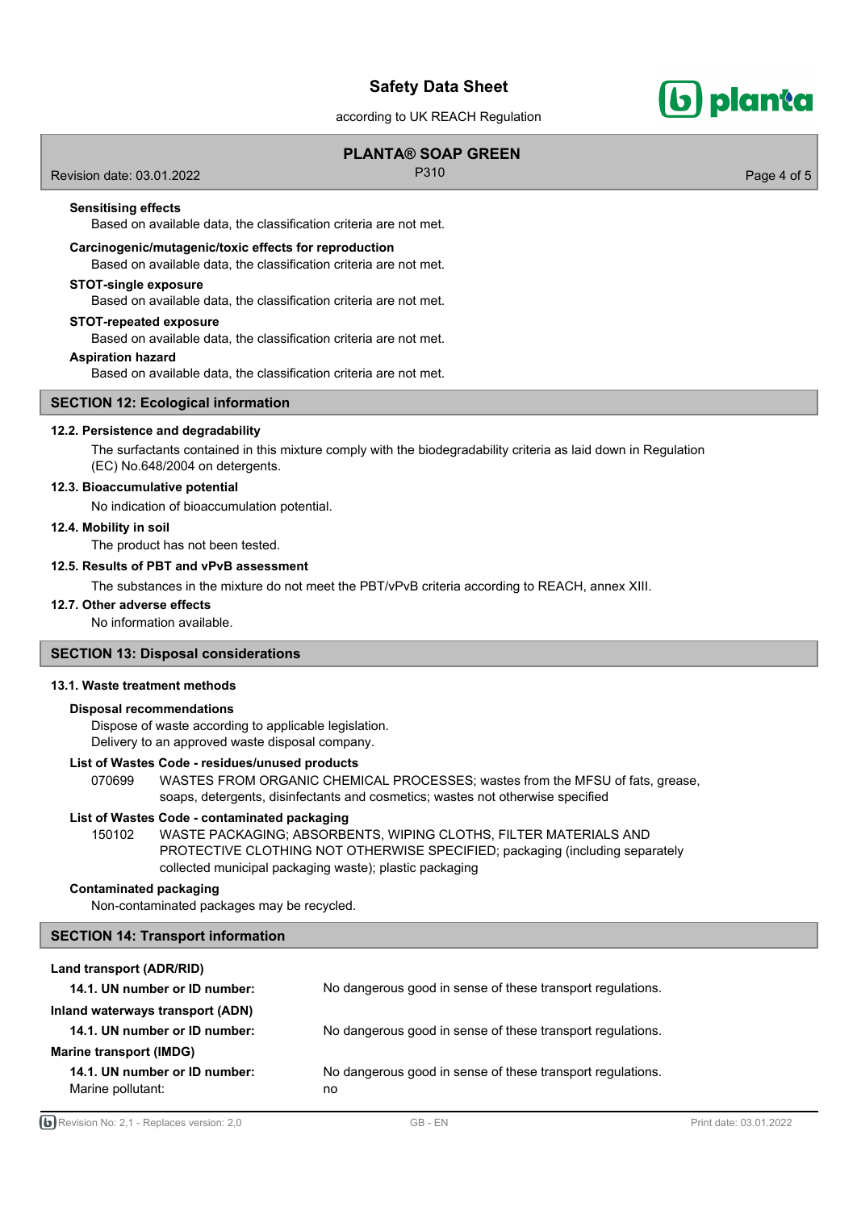**Sensitising effects**

Based on available data, the classification criteria are not met.

**Carcinogenic/mutagenic/toxic effects for reproduction**

Based on available data, the classification criteria are not met.

**STOT-single exposure**

Based on available data, the classification criteria are not met.

**STOT-repeated exposure**

Based on available data, the classification criteria are not met.

**Aspiration hazard**

Based on available data, the classification criteria are not met.

## SECTION 12: Ecological information

### 12.2. Persistence and degradability

The surfactants contained in this mixture comply with the biodegradability criteria as laid down in Regulation (EC) No.648/2004 on detergents.

### 12.3. Bioaccumulative potential

No indication of bioaccumulation potential.

### 12.4. Mobility in soil

The product has not been tested.

### 12.5. Results of PBT and vPvB assessment

The substances in the mixture do not meet the PBT/vPvB criteria according to REACH, annex XIII.

### 12.7. Other adverse effects

No information available.

## SECTION 13: Disposal considerations

### 13.1. Waste treatment methods

**Disposal recommendations**

Dispose of waste according to applicable legislation.
Delivery to an approved waste disposal company.

**List of Wastes Code - residues/unused products**

070699 WASTES FROM ORGANIC CHEMICAL PROCESSES; wastes from the MFSU of fats, grease, soaps, detergents, disinfectants and cosmetics; wastes not otherwise specified

**List of Wastes Code - contaminated packaging**

150102 WASTE PACKAGING; ABSORBENTS, WIPING CLOTHS, FILTER MATERIALS AND PROTECTIVE CLOTHING NOT OTHERWISE SPECIFIED; packaging (including separately collected municipal packaging waste); plastic packaging

**Contaminated packaging**

Non-contaminated packages may be recycled.

## SECTION 14: Transport information

**Land transport (ADR/RID)**

**14.1. UN number or ID number:** No dangerous good in sense of these transport regulations.

**Inland waterways transport (ADN)**

**14.1. UN number or ID number:** No dangerous good in sense of these transport regulations.

**Marine transport (IMDG)**

**14.1. UN number or ID number:** No dangerous good in sense of these transport regulations.

Marine pollutant: no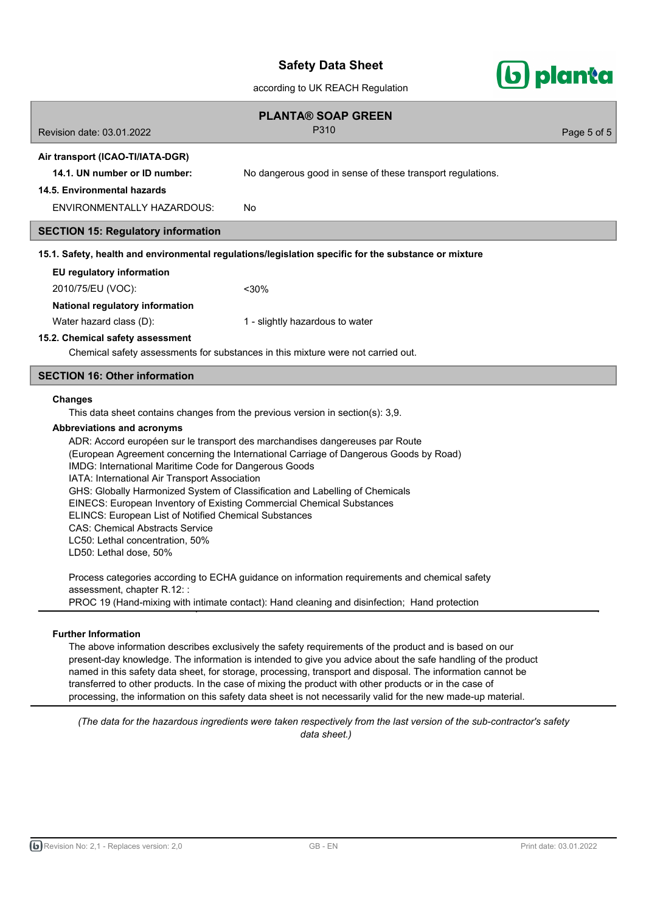**Air transport (ICAO-TI/IATA-DGR)**

| | |
|---|---|
| **14.1. UN number or ID number:** | No dangerous good in sense of these transport regulations. |
| **14.5. Environmental hazards** | |
| ENVIRONMENTALLY HAZARDOUS: | No |

## SECTION 15: Regulatory information

### 15.1. Safety, health and environmental regulations/legislation specific for the substance or mixture

**EU regulatory information**

| | |
|---|---|
| 2010/75/EU (VOC): | <30% |

**National regulatory information**

| | |
|---|---|
| Water hazard class (D): | 1 - slightly hazardous to water |

### 15.2. Chemical safety assessment

Chemical safety assessments for substances in this mixture were not carried out.

## SECTION 16: Other information

**Changes**

This data sheet contains changes from the previous version in section(s): 3,9.

**Abbreviations and acronyms**

ADR: Accord européen sur le transport des marchandises dangereuses par Route
(European Agreement concerning the International Carriage of Dangerous Goods by Road)
IMDG: International Maritime Code for Dangerous Goods
IATA: International Air Transport Association
GHS: Globally Harmonized System of Classification and Labelling of Chemicals
EINECS: European Inventory of Existing Commercial Chemical Substances
ELINCS: European List of Notified Chemical Substances
CAS: Chemical Abstracts Service
LC50: Lethal concentration, 50%
LD50: Lethal dose, 50%

Process categories according to ECHA guidance on information requirements and chemical safety assessment, chapter R.12: :
PROC 19 (Hand-mixing with intimate contact): Hand cleaning and disinfection; Hand protection

**Further Information**

The above information describes exclusively the safety requirements of the product and is based on our present-day knowledge. The information is intended to give you advice about the safe handling of the product named in this safety data sheet, for storage, processing, transport and disposal. The information cannot be transferred to other products. In the case of mixing the product with other products or in the case of processing, the information on this safety data sheet is not necessarily valid for the new made-up material.

*(The data for the hazardous ingredients were taken respectively from the last version of the sub-contractor's safety data sheet.)*